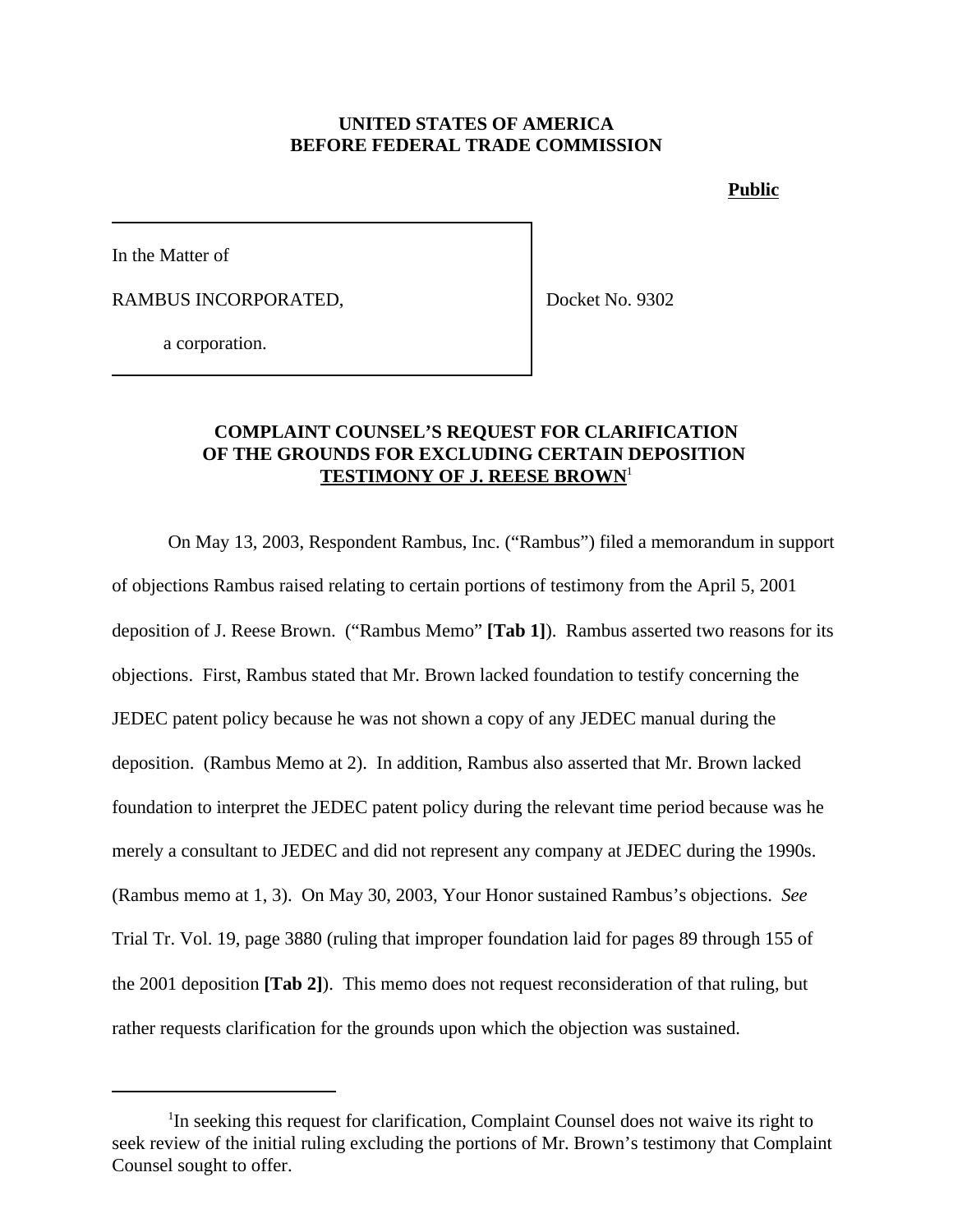**UNITED STATES OF AMERICA**
**BEFORE FEDERAL TRADE COMMISSION**

**Public**

In the Matter of

RAMBUS INCORPORATED,

a corporation.

Docket No. 9302

**COMPLAINT COUNSEL'S REQUEST FOR CLARIFICATION OF THE GROUNDS FOR EXCLUDING CERTAIN DEPOSITION TESTIMONY OF J. REESE BROWN**[1]

On May 13, 2003, Respondent Rambus, Inc. ("Rambus") filed a memorandum in support of objections Rambus raised relating to certain portions of testimony from the April 5, 2001 deposition of J. Reese Brown. ("Rambus Memo" **[Tab 1]**). Rambus asserted two reasons for its objections. First, Rambus stated that Mr. Brown lacked foundation to testify concerning the JEDEC patent policy because he was not shown a copy of any JEDEC manual during the deposition. (Rambus Memo at 2). In addition, Rambus also asserted that Mr. Brown lacked foundation to interpret the JEDEC patent policy during the relevant time period because was he merely a consultant to JEDEC and did not represent any company at JEDEC during the 1990s. (Rambus memo at 1, 3). On May 30, 2003, Your Honor sustained Rambus's objections. *See* Trial Tr. Vol. 19, page 3880 (ruling that improper foundation laid for pages 89 through 155 of the 2001 deposition **[Tab 2]**). This memo does not request reconsideration of that ruling, but rather requests clarification for the grounds upon which the objection was sustained.

---

[1]In seeking this request for clarification, Complaint Counsel does not waive its right to seek review of the initial ruling excluding the portions of Mr. Brown's testimony that Complaint Counsel sought to offer.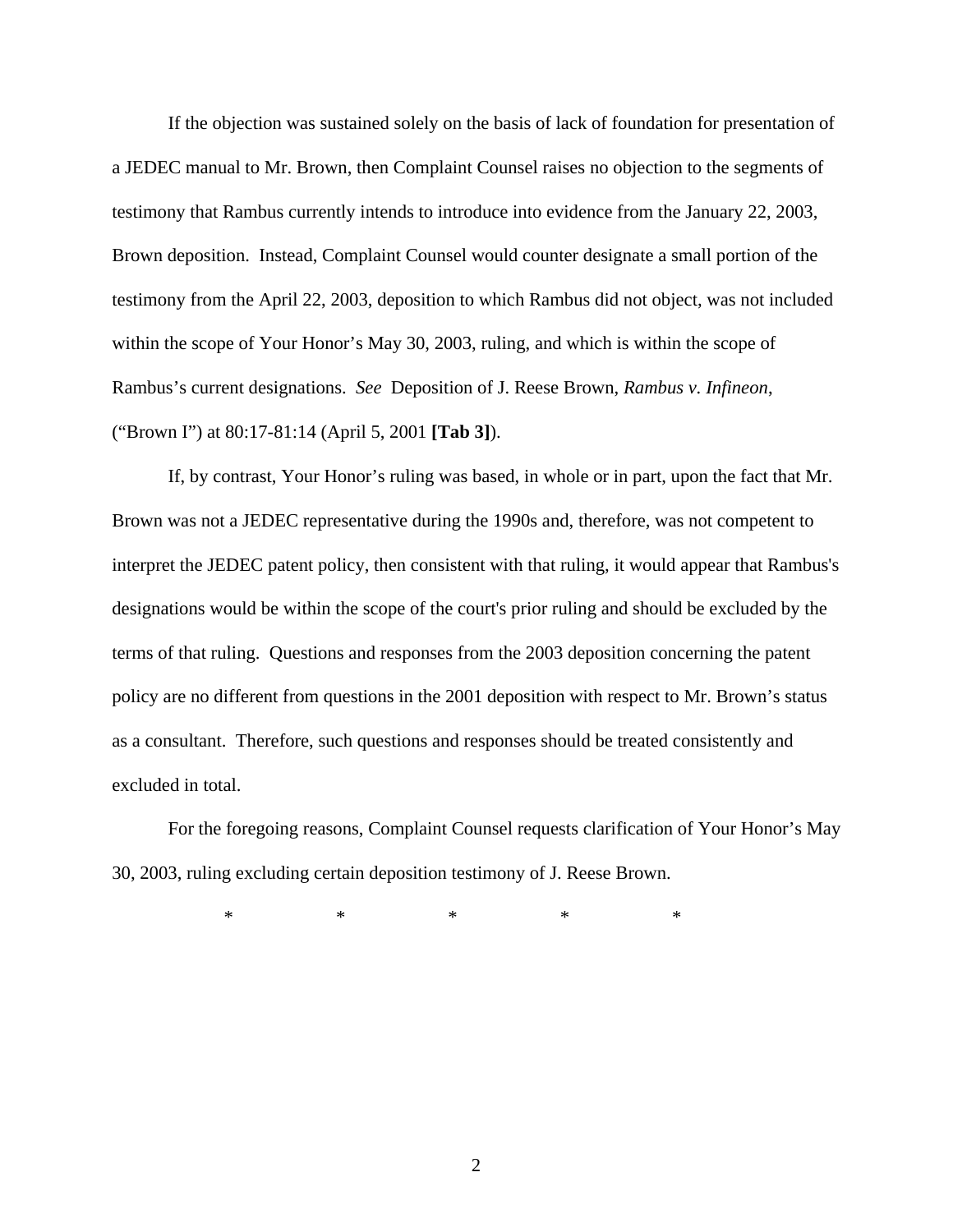If the objection was sustained solely on the basis of lack of foundation for presentation of a JEDEC manual to Mr. Brown, then Complaint Counsel raises no objection to the segments of testimony that Rambus currently intends to introduce into evidence from the January 22, 2003, Brown deposition. Instead, Complaint Counsel would counter designate a small portion of the testimony from the April 22, 2003, deposition to which Rambus did not object, was not included within the scope of Your Honor's May 30, 2003, ruling, and which is within the scope of Rambus's current designations. *See* Deposition of J. Reese Brown, *Rambus v. Infineon*, ("Brown I") at 80:17-81:14 (April 5, 2001 **[Tab 3]**).

If, by contrast, Your Honor's ruling was based, in whole or in part, upon the fact that Mr. Brown was not a JEDEC representative during the 1990s and, therefore, was not competent to interpret the JEDEC patent policy, then consistent with that ruling, it would appear that Rambus's designations would be within the scope of the court's prior ruling and should be excluded by the terms of that ruling. Questions and responses from the 2003 deposition concerning the patent policy are no different from questions in the 2001 deposition with respect to Mr. Brown's status as a consultant. Therefore, such questions and responses should be treated consistently and excluded in total.

For the foregoing reasons, Complaint Counsel requests clarification of Your Honor's May 30, 2003, ruling excluding certain deposition testimony of J. Reese Brown.

\* \* \* \* \*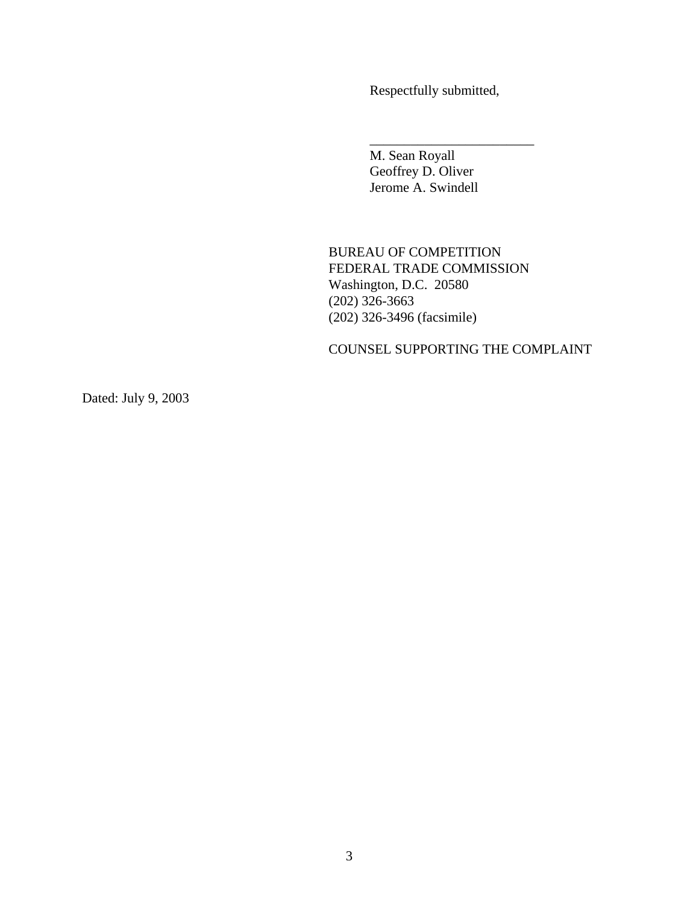Respectfully submitted,

\_\_\_\_\_\_\_\_\_\_\_\_\_\_\_\_\_\_\_\_\_\_\_\_\_

M. Sean Royall
Geoffrey D. Oliver
Jerome A. Swindell

BUREAU OF COMPETITION
FEDERAL TRADE COMMISSION
Washington, D.C. 20580
(202) 326-3663
(202) 326-3496 (facsimile)

COUNSEL SUPPORTING THE COMPLAINT

Dated: July 9, 2003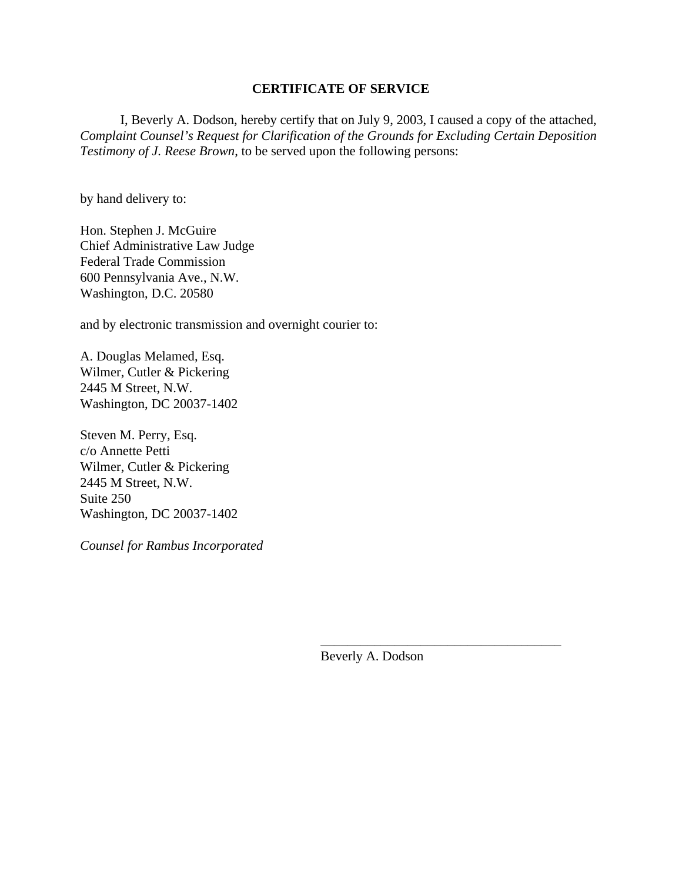**CERTIFICATE OF SERVICE**

I, Beverly A. Dodson, hereby certify that on July 9, 2003, I caused a copy of the attached, *Complaint Counsel's Request for Clarification of the Grounds for Excluding Certain Deposition Testimony of J. Reese Brown*, to be served upon the following persons:

by hand delivery to:

Hon. Stephen J. McGuire
Chief Administrative Law Judge
Federal Trade Commission
600 Pennsylvania Ave., N.W.
Washington, D.C. 20580

and by electronic transmission and overnight courier to:

A. Douglas Melamed, Esq.
Wilmer, Cutler & Pickering
2445 M Street, N.W.
Washington, DC 20037-1402

Steven M. Perry, Esq.
c/o Annette Petti
Wilmer, Cutler & Pickering
2445 M Street, N.W.
Suite 250
Washington, DC 20037-1402

*Counsel for Rambus Incorporated*

_____________________________________
Beverly A. Dodson